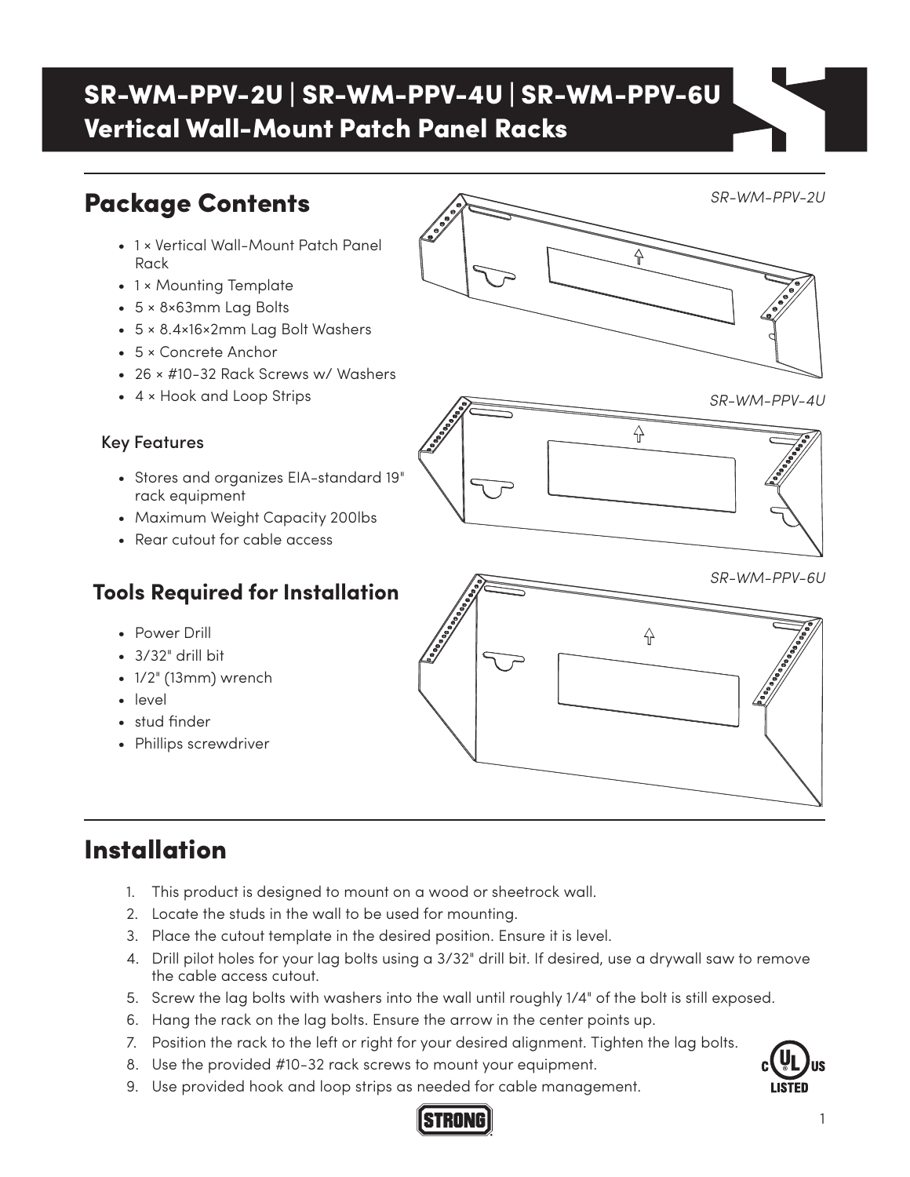# SR-WM-PPV-2U | SR-WM-PPV-4U | SR-WM-PPV-6U
# Vertical Wall-Mount Patch Panel Racks

## Package Contents

- 1 × Vertical Wall-Mount Patch Panel Rack
- 1 × Mounting Template
- 5 × 8×63mm Lag Bolts
- 5 × 8.4×16×2mm Lag Bolt Washers
- 5 × Concrete Anchor
- 26 × #10-32 Rack Screws w/ Washers
- 4 × Hook and Loop Strips

### Key Features

- Stores and organizes EIA-standard 19" rack equipment
- Maximum Weight Capacity 200lbs
- Rear cutout for cable access

## Tools Required for Installation

- Power Drill
- 3/32" drill bit
- 1/2" (13mm) wrench
- level
- stud finder
- Phillips screwdriver

*SR-WM-PPV-2U*

*SR-WM-PPV-4U*

*SR-WM-PPV-6U*

## Installation

1. This product is designed to mount on a wood or sheetrock wall.
2. Locate the studs in the wall to be used for mounting.
3. Place the cutout template in the desired position. Ensure it is level.
4. Drill pilot holes for your lag bolts using a 3/32" drill bit. If desired, use a drywall saw to remove the cable access cutout.
5. Screw the lag bolts with washers into the wall until roughly 1/4" of the bolt is still exposed.
6. Hang the rack on the lag bolts. Ensure the arrow in the center points up.
7. Position the rack to the left or right for your desired alignment. Tighten the lag bolts.
8. Use the provided #10-32 rack screws to mount your equipment.
9. Use provided hook and loop strips as needed for cable management.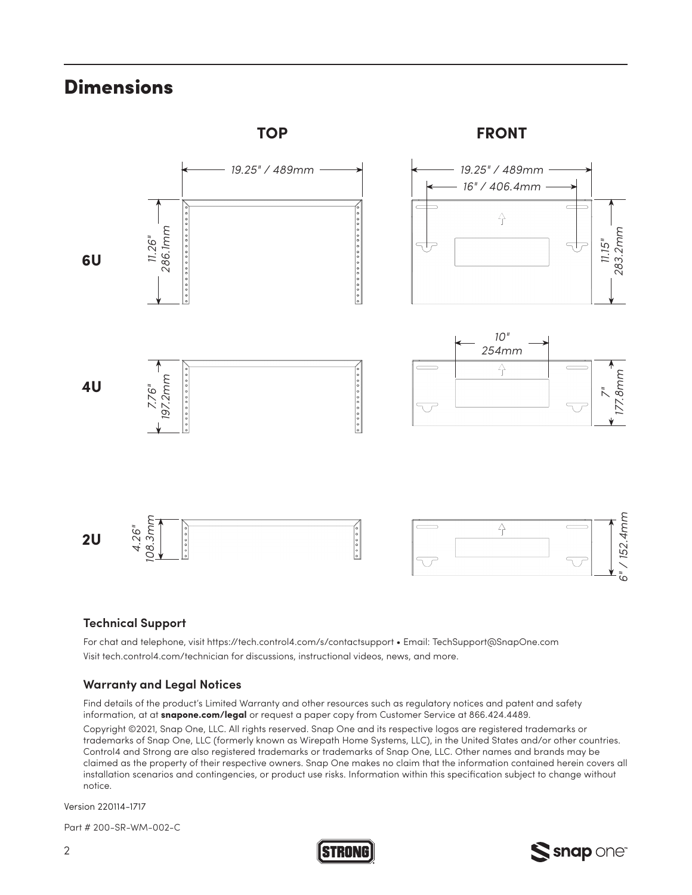## Dimensions

TOP

FRONT

6U

19.25" / 489mm

11.26" 286.1mm

19.25" / 489mm

16" / 406.4mm

11.15" 283.2mm

4U

7.76" 197.2mm

10" 254mm

7" 177.8mm

2U

4.26" 108.3mm

6" / 152.4mm

### Technical Support

For chat and telephone, visit https://tech.control4.com/s/contactsupport • Email: TechSupport@SnapOne.com

Visit tech.control4.com/technician for discussions, instructional videos, news, and more.

### Warranty and Legal Notices

Find details of the product's Limited Warranty and other resources such as regulatory notices and patent and safety information, at at **snapone.com/legal** or request a paper copy from Customer Service at 866.424.4489.

Copyright ©2021, Snap One, LLC. All rights reserved. Snap One and its respective logos are registered trademarks or trademarks of Snap One, LLC (formerly known as Wirepath Home Systems, LLC), in the United States and/or other countries. Control4 and Strong are also registered trademarks or trademarks of Snap One, LLC. Other names and brands may be claimed as the property of their respective owners. Snap One makes no claim that the information contained herein covers all installation scenarios and contingencies, or product use risks. Information within this specification subject to change without notice.

Version 220114-1717

Part # 200-SR-WM-002-C